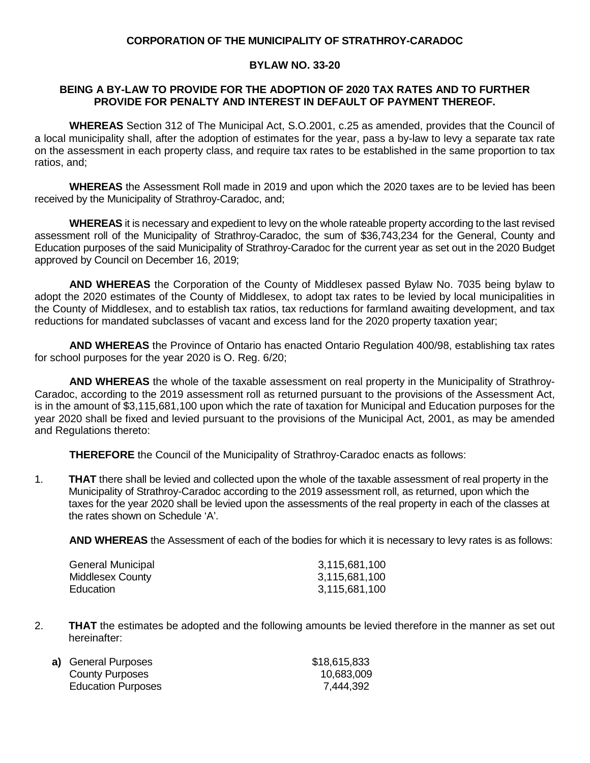**CORPORATION OF THE MUNICIPALITY OF STRATHROY-CARADOC**

**BYLAW NO. 33-20**

**BEING A BY-LAW TO PROVIDE FOR THE ADOPTION OF 2020 TAX RATES AND TO FURTHER PROVIDE FOR PENALTY AND INTEREST IN DEFAULT OF PAYMENT THEREOF.**

**WHEREAS** Section 312 of The Municipal Act, S.O.2001, c.25 as amended, provides that the Council of a local municipality shall, after the adoption of estimates for the year, pass a by-law to levy a separate tax rate on the assessment in each property class, and require tax rates to be established in the same proportion to tax ratios, and;

**WHEREAS** the Assessment Roll made in 2019 and upon which the 2020 taxes are to be levied has been received by the Municipality of Strathroy-Caradoc, and;

**WHEREAS** it is necessary and expedient to levy on the whole rateable property according to the last revised assessment roll of the Municipality of Strathroy-Caradoc, the sum of $36,743,234 for the General, County and Education purposes of the said Municipality of Strathroy-Caradoc for the current year as set out in the 2020 Budget approved by Council on December 16, 2019;

**AND WHEREAS** the Corporation of the County of Middlesex passed Bylaw No. 7035 being bylaw to adopt the 2020 estimates of the County of Middlesex, to adopt tax rates to be levied by local municipalities in the County of Middlesex, and to establish tax ratios, tax reductions for farmland awaiting development, and tax reductions for mandated subclasses of vacant and excess land for the 2020 property taxation year;

**AND WHEREAS** the Province of Ontario has enacted Ontario Regulation 400/98, establishing tax rates for school purposes for the year 2020 is O. Reg. 6/20;

**AND WHEREAS** the whole of the taxable assessment on real property in the Municipality of Strathroy-Caradoc, according to the 2019 assessment roll as returned pursuant to the provisions of the Assessment Act, is in the amount of $3,115,681,100 upon which the rate of taxation for Municipal and Education purposes for the year 2020 shall be fixed and levied pursuant to the provisions of the Municipal Act, 2001, as may be amended and Regulations thereto:

**THEREFORE** the Council of the Municipality of Strathroy-Caradoc enacts as follows:

1. **THAT** there shall be levied and collected upon the whole of the taxable assessment of real property in the Municipality of Strathroy-Caradoc according to the 2019 assessment roll, as returned, upon which the taxes for the year 2020 shall be levied upon the assessments of the real property in each of the classes at the rates shown on Schedule 'A'.

   **AND WHEREAS** the Assessment of each of the bodies for which it is necessary to levy rates is as follows:

   | | |
   |---|---|
   | General Municipal | 3,115,681,100 |
   | Middlesex County | 3,115,681,100 |
   | Education | 3,115,681,100 |

2. **THAT** the estimates be adopted and the following amounts be levied therefore in the manner as set out hereinafter:

   **a)**

   | | |
   |---|---|
   | General Purposes | $18,615,833 |
   | County Purposes | 10,683,009 |
   | Education Purposes | 7,444,392 |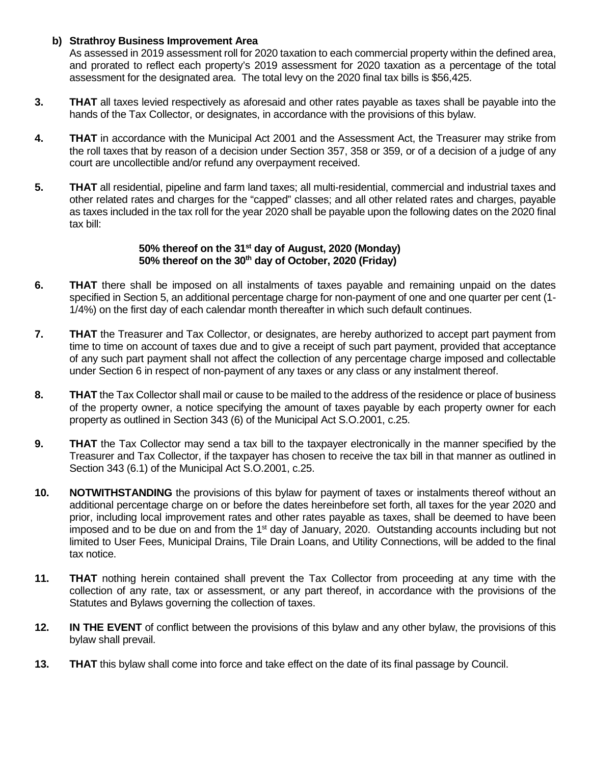**b) Strathroy Business Improvement Area**
As assessed in 2019 assessment roll for 2020 taxation to each commercial property within the defined area, and prorated to reflect each property's 2019 assessment for 2020 taxation as a percentage of the total assessment for the designated area. The total levy on the 2020 final tax bills is $56,425.

**3.** **THAT** all taxes levied respectively as aforesaid and other rates payable as taxes shall be payable into the hands of the Tax Collector, or designates, in accordance with the provisions of this bylaw.

**4.** **THAT** in accordance with the Municipal Act 2001 and the Assessment Act, the Treasurer may strike from the roll taxes that by reason of a decision under Section 357, 358 or 359, or of a decision of a judge of any court are uncollectible and/or refund any overpayment received.

**5.** **THAT** all residential, pipeline and farm land taxes; all multi-residential, commercial and industrial taxes and other related rates and charges for the "capped" classes; and all other related rates and charges, payable as taxes included in the tax roll for the year 2020 shall be payable upon the following dates on the 2020 final tax bill:

**50% thereof on the 31st day of August, 2020 (Monday)**
**50% thereof on the 30th day of October, 2020 (Friday)**

**6.** **THAT** there shall be imposed on all instalments of taxes payable and remaining unpaid on the dates specified in Section 5, an additional percentage charge for non-payment of one and one quarter per cent (1-1/4%) on the first day of each calendar month thereafter in which such default continues.

**7.** **THAT** the Treasurer and Tax Collector, or designates, are hereby authorized to accept part payment from time to time on account of taxes due and to give a receipt of such part payment, provided that acceptance of any such part payment shall not affect the collection of any percentage charge imposed and collectable under Section 6 in respect of non-payment of any taxes or any class or any instalment thereof.

**8.** **THAT** the Tax Collector shall mail or cause to be mailed to the address of the residence or place of business of the property owner, a notice specifying the amount of taxes payable by each property owner for each property as outlined in Section 343 (6) of the Municipal Act S.O.2001, c.25.

**9.** **THAT** the Tax Collector may send a tax bill to the taxpayer electronically in the manner specified by the Treasurer and Tax Collector, if the taxpayer has chosen to receive the tax bill in that manner as outlined in Section 343 (6.1) of the Municipal Act S.O.2001, c.25.

**10.** **NOTWITHSTANDING** the provisions of this bylaw for payment of taxes or instalments thereof without an additional percentage charge on or before the dates hereinbefore set forth, all taxes for the year 2020 and prior, including local improvement rates and other rates payable as taxes, shall be deemed to have been imposed and to be due on and from the 1st day of January, 2020. Outstanding accounts including but not limited to User Fees, Municipal Drains, Tile Drain Loans, and Utility Connections, will be added to the final tax notice.

**11.** **THAT** nothing herein contained shall prevent the Tax Collector from proceeding at any time with the collection of any rate, tax or assessment, or any part thereof, in accordance with the provisions of the Statutes and Bylaws governing the collection of taxes.

**12.** **IN THE EVENT** of conflict between the provisions of this bylaw and any other bylaw, the provisions of this bylaw shall prevail.

**13.** **THAT** this bylaw shall come into force and take effect on the date of its final passage by Council.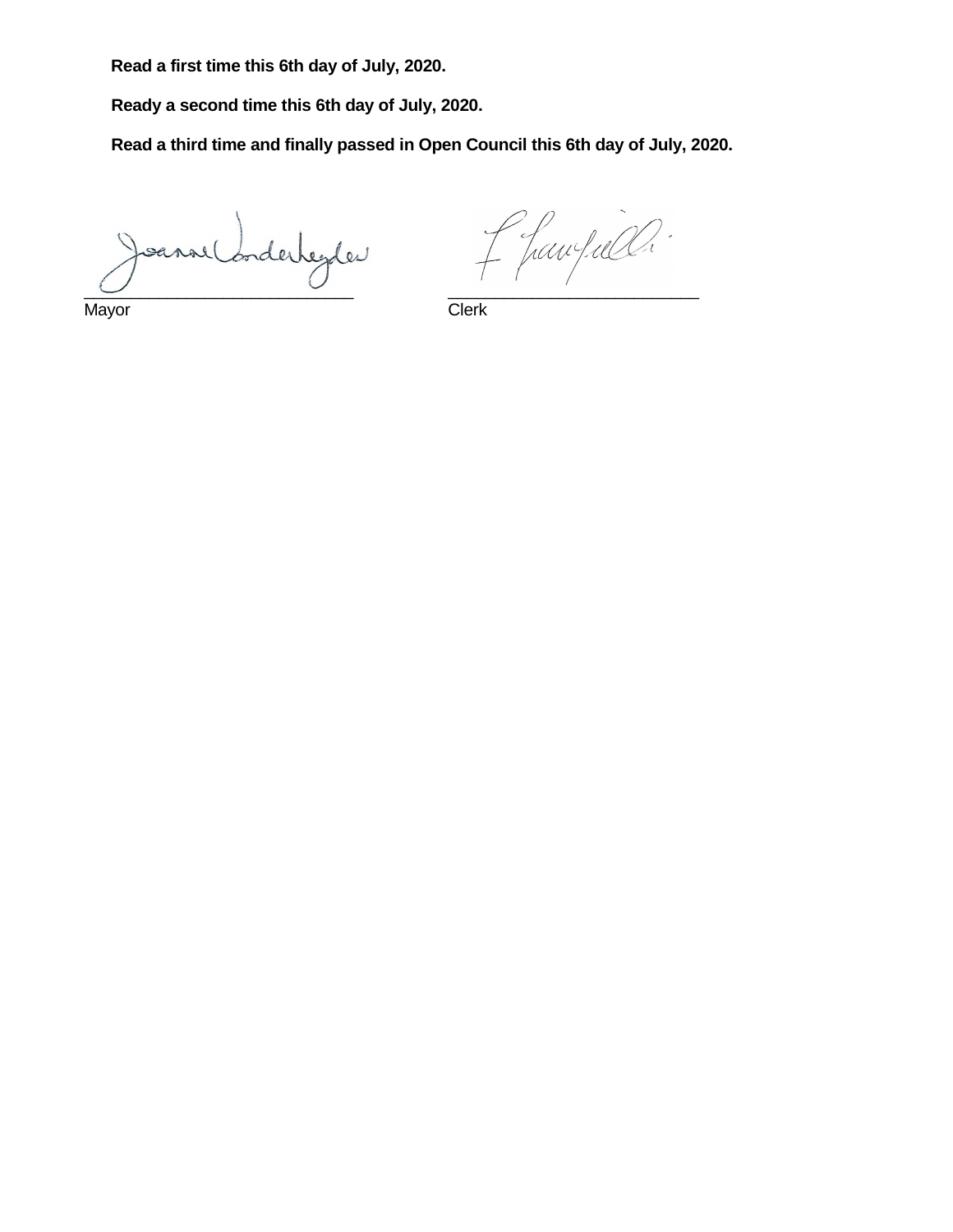**Read a first time this 6th day of July, 2020.**

**Ready a second time this 6th day of July, 2020.**

**Read a third time and finally passed in Open Council this 6th day of July, 2020.**

\_\_\_\_\_\_\_\_\_\_\_\_\_\_\_\_\_\_\_\_\_\_\_\_\_\_\_\_\_\_
Mayor

\_\_\_\_\_\_\_\_\_\_\_\_\_\_\_\_\_\_\_\_\_\_\_\_\_\_\_\_\_\_
Clerk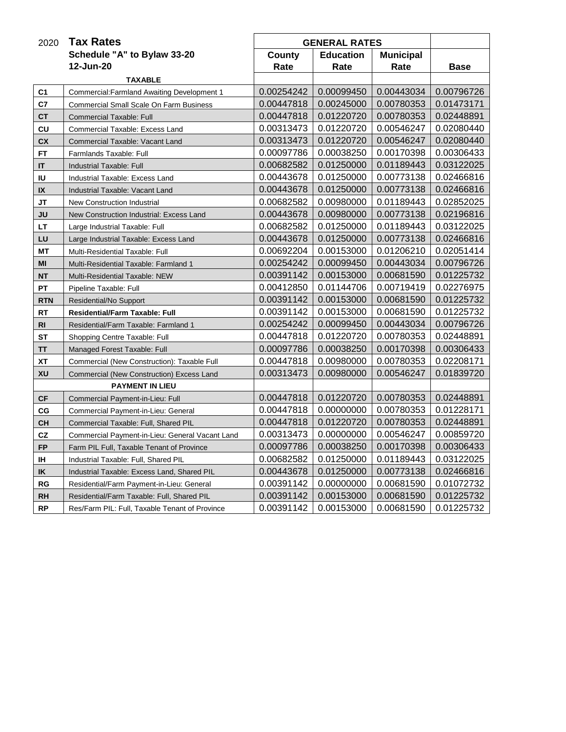| 2020 | **Tax Rates** | **GENERAL RATES** | | | |
|---|---|---|---|---|---|
| | **Schedule "A" to Bylaw 33-20** | **County** | **Education** | **Municipal** | |
| | **12-Jun-20** | **Rate** | **Rate** | **Rate** | **Base** |
| | **TAXABLE** | | | | |
| **C1** | Commercial:Farmland Awaiting Development 1 | 0.00254242 | 0.00099450 | 0.00443034 | 0.00796726 |
| **C7** | Commercial Small Scale On Farm Business | 0.00447818 | 0.00245000 | 0.00780353 | 0.01473171 |
| **CT** | Commercial Taxable: Full | 0.00447818 | 0.01220720 | 0.00780353 | 0.02448891 |
| **CU** | Commercial Taxable: Excess Land | 0.00313473 | 0.01220720 | 0.00546247 | 0.02080440 |
| **CX** | Commercial Taxable: Vacant Land | 0.00313473 | 0.01220720 | 0.00546247 | 0.02080440 |
| **FT** | Farmlands Taxable: Full | 0.00097786 | 0.00038250 | 0.00170398 | 0.00306433 |
| **IT** | Industrial Taxable: Full | 0.00682582 | 0.01250000 | 0.01189443 | 0.03122025 |
| **IU** | Industrial Taxable: Excess Land | 0.00443678 | 0.01250000 | 0.00773138 | 0.02466816 |
| **IX** | Industrial Taxable: Vacant Land | 0.00443678 | 0.01250000 | 0.00773138 | 0.02466816 |
| **JT** | New Construction Industrial | 0.00682582 | 0.00980000 | 0.01189443 | 0.02852025 |
| **JU** | New Construction Industrial: Excess Land | 0.00443678 | 0.00980000 | 0.00773138 | 0.02196816 |
| **LT** | Large Industrial Taxable: Full | 0.00682582 | 0.01250000 | 0.01189443 | 0.03122025 |
| **LU** | Large Industrial Taxable: Excess Land | 0.00443678 | 0.01250000 | 0.00773138 | 0.02466816 |
| **MT** | Multi-Residential Taxable: Full | 0.00692204 | 0.00153000 | 0.01206210 | 0.02051414 |
| **MI** | Multi-Residential Taxable: Farmland 1 | 0.00254242 | 0.00099450 | 0.00443034 | 0.00796726 |
| **NT** | Multi-Residential Taxable: NEW | 0.00391142 | 0.00153000 | 0.00681590 | 0.01225732 |
| **PT** | Pipeline Taxable: Full | 0.00412850 | 0.01144706 | 0.00719419 | 0.02276975 |
| **RTN** | Residential/No Support | 0.00391142 | 0.00153000 | 0.00681590 | 0.01225732 |
| **RT** | **Residential/Farm Taxable: Full** | 0.00391142 | 0.00153000 | 0.00681590 | 0.01225732 |
| **RI** | Residential/Farm Taxable: Farmland 1 | 0.00254242 | 0.00099450 | 0.00443034 | 0.00796726 |
| **ST** | Shopping Centre Taxable: Full | 0.00447818 | 0.01220720 | 0.00780353 | 0.02448891 |
| **TT** | Managed Forest Taxable: Full | 0.00097786 | 0.00038250 | 0.00170398 | 0.00306433 |
| **XT** | Commercial (New Construction): Taxable Full | 0.00447818 | 0.00980000 | 0.00780353 | 0.02208171 |
| **XU** | Commercial (New Construction) Excess Land | 0.00313473 | 0.00980000 | 0.00546247 | 0.01839720 |
| | **PAYMENT IN LIEU** | | | | |
| **CF** | Commercial Payment-in-Lieu: Full | 0.00447818 | 0.01220720 | 0.00780353 | 0.02448891 |
| **CG** | Commercial Payment-in-Lieu: General | 0.00447818 | 0.00000000 | 0.00780353 | 0.01228171 |
| **CH** | Commercial Taxable: Full, Shared PIL | 0.00447818 | 0.01220720 | 0.00780353 | 0.02448891 |
| **CZ** | Commercial Payment-in-Lieu: General Vacant Land | 0.00313473 | 0.00000000 | 0.00546247 | 0.00859720 |
| **FP** | Farm PIL Full, Taxable Tenant of Province | 0.00097786 | 0.00038250 | 0.00170398 | 0.00306433 |
| **IH** | Industrial Taxable: Full, Shared PIL | 0.00682582 | 0.01250000 | 0.01189443 | 0.03122025 |
| **IK** | Industrial Taxable: Excess Land, Shared PIL | 0.00443678 | 0.01250000 | 0.00773138 | 0.02466816 |
| **RG** | Residential/Farm Payment-in-Lieu: General | 0.00391142 | 0.00000000 | 0.00681590 | 0.01072732 |
| **RH** | Residential/Farm Taxable: Full, Shared PIL | 0.00391142 | 0.00153000 | 0.00681590 | 0.01225732 |
| **RP** | Res/Farm PIL: Full, Taxable Tenant of Province | 0.00391142 | 0.00153000 | 0.00681590 | 0.01225732 |